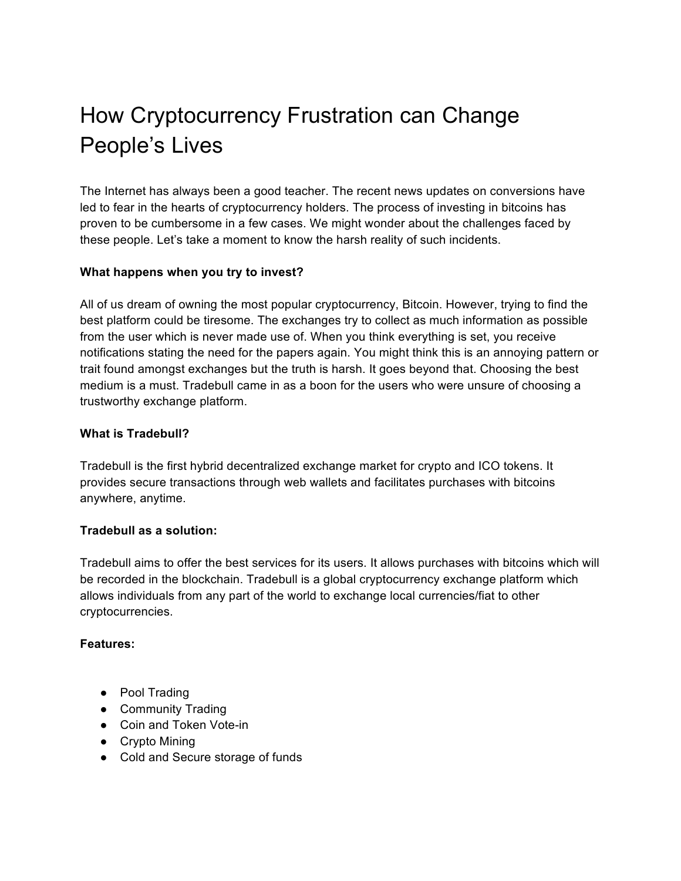# How Cryptocurrency Frustration can Change People's Lives

The Internet has always been a good teacher. The recent news updates on conversions have led to fear in the hearts of cryptocurrency holders. The process of investing in bitcoins has proven to be cumbersome in a few cases. We might wonder about the challenges faced by these people. Let's take a moment to know the harsh reality of such incidents.

**What happens when you try to invest?**

All of us dream of owning the most popular cryptocurrency, Bitcoin. However, trying to find the best platform could be tiresome. The exchanges try to collect as much information as possible from the user which is never made use of. When you think everything is set, you receive notifications stating the need for the papers again. You might think this is an annoying pattern or trait found amongst exchanges but the truth is harsh. It goes beyond that. Choosing the best medium is a must. Tradebull came in as a boon for the users who were unsure of choosing a trustworthy exchange platform.

**What is Tradebull?**

Tradebull is the first hybrid decentralized exchange market for crypto and ICO tokens. It provides secure transactions through web wallets and facilitates purchases with bitcoins anywhere, anytime.

**Tradebull as a solution:**

Tradebull aims to offer the best services for its users. It allows purchases with bitcoins which will be recorded in the blockchain. Tradebull is a global cryptocurrency exchange platform which allows individuals from any part of the world to exchange local currencies/fiat to other cryptocurrencies.

**Features:**

- Pool Trading
- Community Trading
- Coin and Token Vote-in
- Crypto Mining
- Cold and Secure storage of funds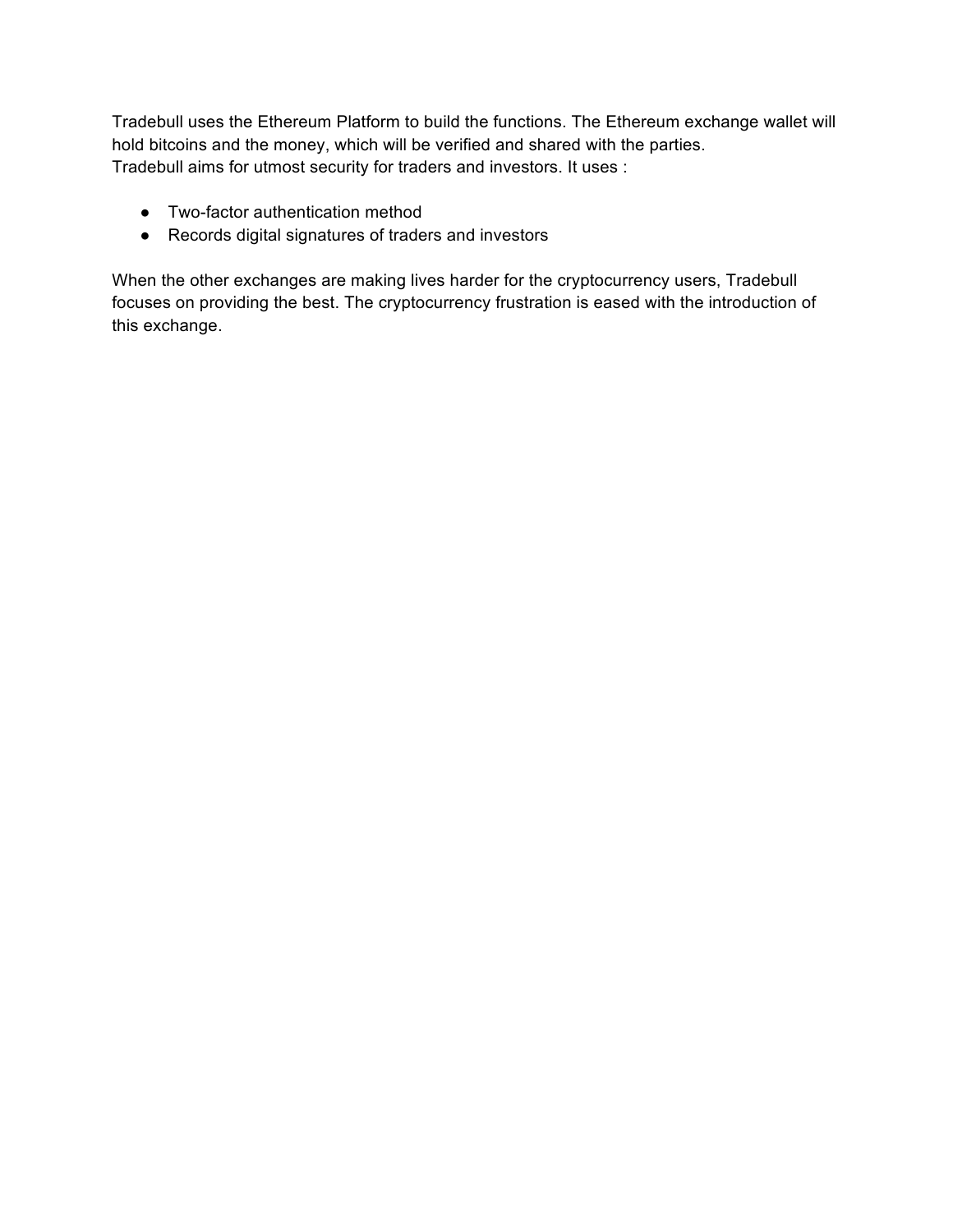Tradebull uses the Ethereum Platform to build the functions. The Ethereum exchange wallet will hold bitcoins and the money, which will be verified and shared with the parties.
Tradebull aims for utmost security for traders and investors. It uses :

- Two-factor authentication method
- Records digital signatures of traders and investors

When the other exchanges are making lives harder for the cryptocurrency users, Tradebull focuses on providing the best. The cryptocurrency frustration is eased with the introduction of this exchange.